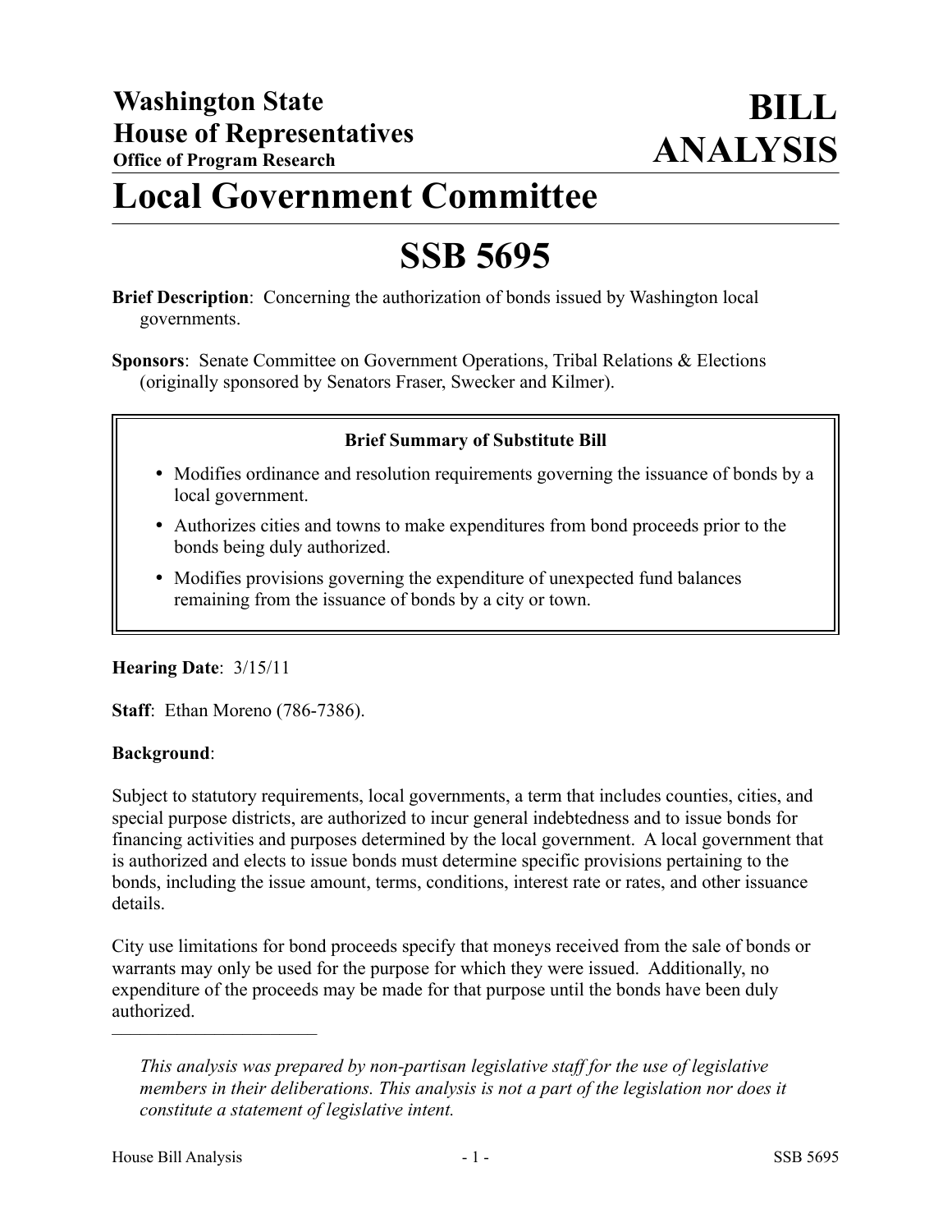# Washington State House of Representatives

**Office of Program Research**

# BILL ANALYSIS

# Local Government Committee

# SSB 5695

**Brief Description**: Concerning the authorization of bonds issued by Washington local governments.

**Sponsors**: Senate Committee on Government Operations, Tribal Relations & Elections (originally sponsored by Senators Fraser, Swecker and Kilmer).

**Brief Summary of Substitute Bill**

- Modifies ordinance and resolution requirements governing the issuance of bonds by a local government.
- Authorizes cities and towns to make expenditures from bond proceeds prior to the bonds being duly authorized.
- Modifies provisions governing the expenditure of unexpected fund balances remaining from the issuance of bonds by a city or town.

**Hearing Date**: 3/15/11

**Staff**: Ethan Moreno (786-7386).

**Background**:

Subject to statutory requirements, local governments, a term that includes counties, cities, and special purpose districts, are authorized to incur general indebtedness and to issue bonds for financing activities and purposes determined by the local government. A local government that is authorized and elects to issue bonds must determine specific provisions pertaining to the bonds, including the issue amount, terms, conditions, interest rate or rates, and other issuance details.

City use limitations for bond proceeds specify that moneys received from the sale of bonds or warrants may only be used for the purpose for which they were issued. Additionally, no expenditure of the proceeds may be made for that purpose until the bonds have been duly authorized.

---

*This analysis was prepared by non-partisan legislative staff for the use of legislative members in their deliberations. This analysis is not a part of the legislation nor does it constitute a statement of legislative intent.*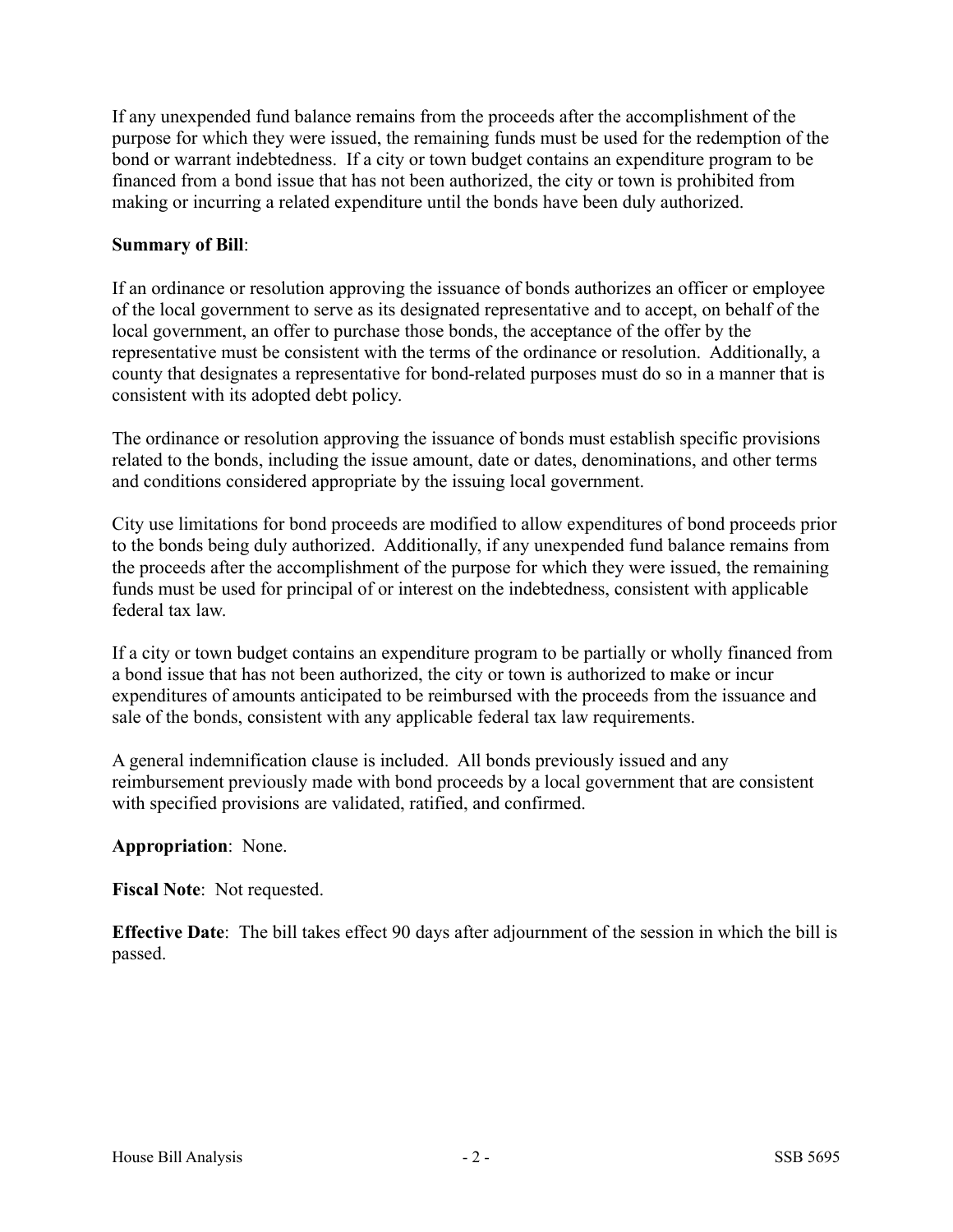If any unexpended fund balance remains from the proceeds after the accomplishment of the purpose for which they were issued, the remaining funds must be used for the redemption of the bond or warrant indebtedness. If a city or town budget contains an expenditure program to be financed from a bond issue that has not been authorized, the city or town is prohibited from making or incurring a related expenditure until the bonds have been duly authorized.

**Summary of Bill**:

If an ordinance or resolution approving the issuance of bonds authorizes an officer or employee of the local government to serve as its designated representative and to accept, on behalf of the local government, an offer to purchase those bonds, the acceptance of the offer by the representative must be consistent with the terms of the ordinance or resolution. Additionally, a county that designates a representative for bond-related purposes must do so in a manner that is consistent with its adopted debt policy.

The ordinance or resolution approving the issuance of bonds must establish specific provisions related to the bonds, including the issue amount, date or dates, denominations, and other terms and conditions considered appropriate by the issuing local government.

City use limitations for bond proceeds are modified to allow expenditures of bond proceeds prior to the bonds being duly authorized. Additionally, if any unexpended fund balance remains from the proceeds after the accomplishment of the purpose for which they were issued, the remaining funds must be used for principal of or interest on the indebtedness, consistent with applicable federal tax law.

If a city or town budget contains an expenditure program to be partially or wholly financed from a bond issue that has not been authorized, the city or town is authorized to make or incur expenditures of amounts anticipated to be reimbursed with the proceeds from the issuance and sale of the bonds, consistent with any applicable federal tax law requirements.

A general indemnification clause is included. All bonds previously issued and any reimbursement previously made with bond proceeds by a local government that are consistent with specified provisions are validated, ratified, and confirmed.

**Appropriation**: None.

**Fiscal Note**: Not requested.

**Effective Date**: The bill takes effect 90 days after adjournment of the session in which the bill is passed.